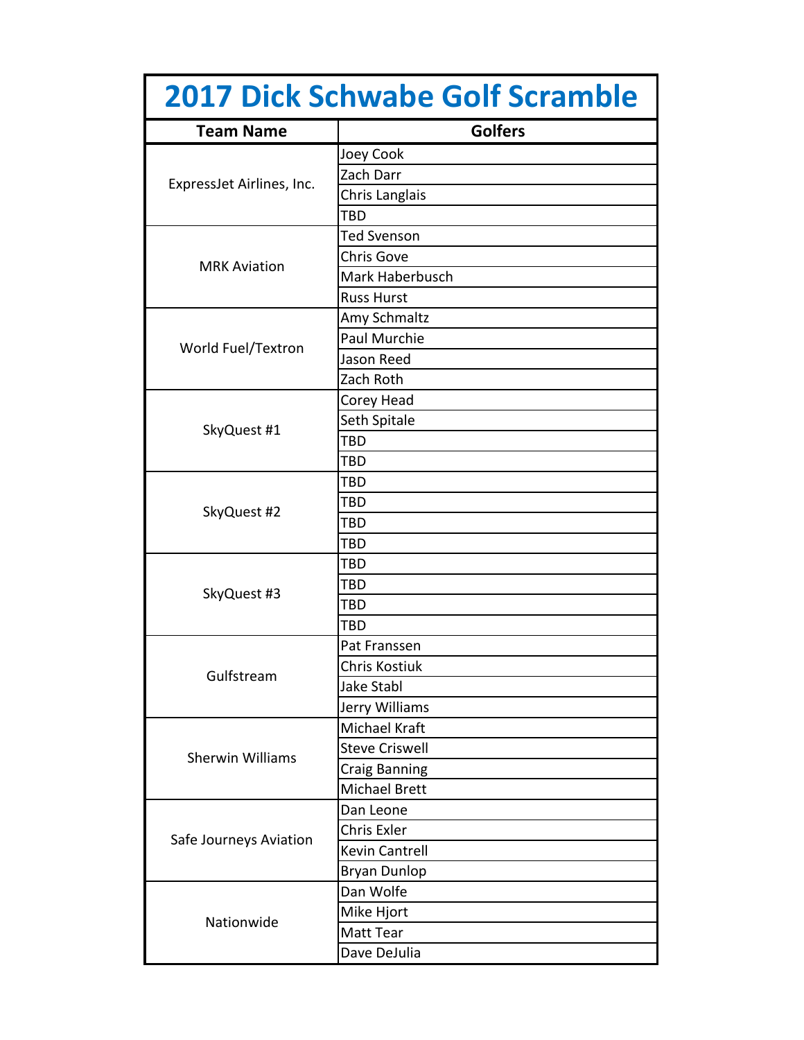# 2017 Dick Schwabe Golf Scramble

| Team Name | Golfers |
|---|---|
| ExpressJet Airlines, Inc. | Joey Cook |
| | Zach Darr |
| | Chris Langlais |
| | TBD |
| MRK Aviation | Ted Svenson |
| | Chris Gove |
| | Mark Haberbusch |
| | Russ Hurst |
| World Fuel/Textron | Amy Schmaltz |
| | Paul Murchie |
| | Jason Reed |
| | Zach Roth |
| SkyQuest #1 | Corey Head |
| | Seth Spitale |
| | TBD |
| | TBD |
| SkyQuest #2 | TBD |
| | TBD |
| | TBD |
| | TBD |
| SkyQuest #3 | TBD |
| | TBD |
| | TBD |
| | TBD |
| Gulfstream | Pat Franssen |
| | Chris Kostiuk |
| | Jake Stabl |
| | Jerry Williams |
| Sherwin Williams | Michael Kraft |
| | Steve Criswell |
| | Craig Banning |
| | Michael Brett |
| Safe Journeys Aviation | Dan Leone |
| | Chris Exler |
| | Kevin Cantrell |
| | Bryan Dunlop |
| Nationwide | Dan Wolfe |
| | Mike Hjort |
| | Matt Tear |
| | Dave DeJulia |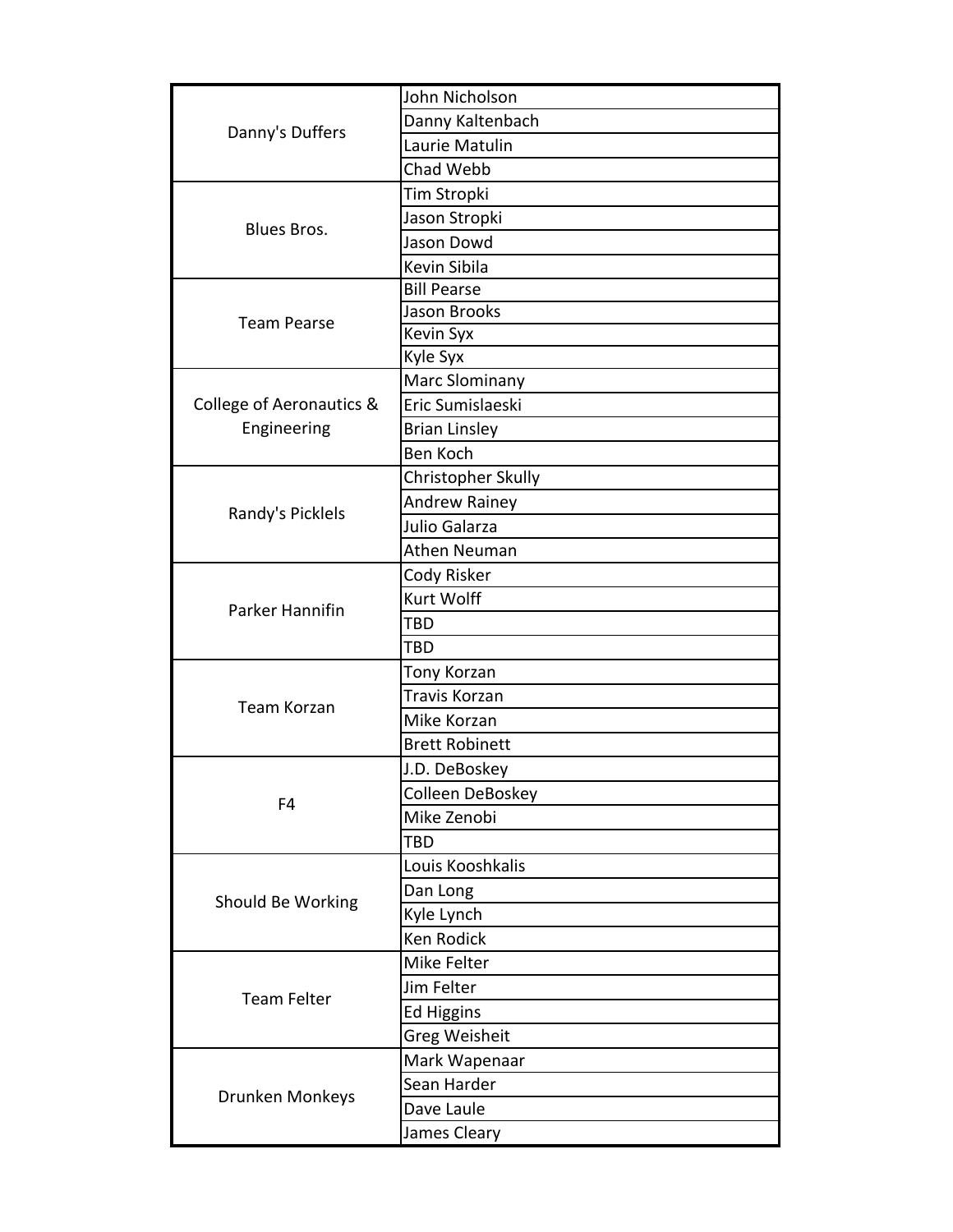| Team | Player |
|---|---|
| Danny's Duffers | John Nicholson |
| | Danny Kaltenbach |
| | Laurie Matulin |
| | Chad Webb |
| Blues Bros. | Tim Stropki |
| | Jason Stropki |
| | Jason Dowd |
| | Kevin Sibila |
| Team Pearse | Bill Pearse |
| | Jason Brooks |
| | Kevin Syx |
| | Kyle Syx |
| College of Aeronautics & Engineering | Marc Slominany |
| | Eric Sumislaeski |
| | Brian Linsley |
| | Ben Koch |
| Randy's Picklels | Christopher Skully |
| | Andrew Rainey |
| | Julio Galarza |
| | Athen Neuman |
| Parker Hannifin | Cody Risker |
| | Kurt Wolff |
| | TBD |
| | TBD |
| Team Korzan | Tony Korzan |
| | Travis Korzan |
| | Mike Korzan |
| | Brett Robinett |
| F4 | J.D. DeBoskey |
| | Colleen DeBoskey |
| | Mike Zenobi |
| | TBD |
| Should Be Working | Louis Kooshkalis |
| | Dan Long |
| | Kyle Lynch |
| | Ken Rodick |
| Team Felter | Mike Felter |
| | Jim Felter |
| | Ed Higgins |
| | Greg Weisheit |
| Drunken Monkeys | Mark Wapenaar |
| | Sean Harder |
| | Dave Laule |
| | James Cleary |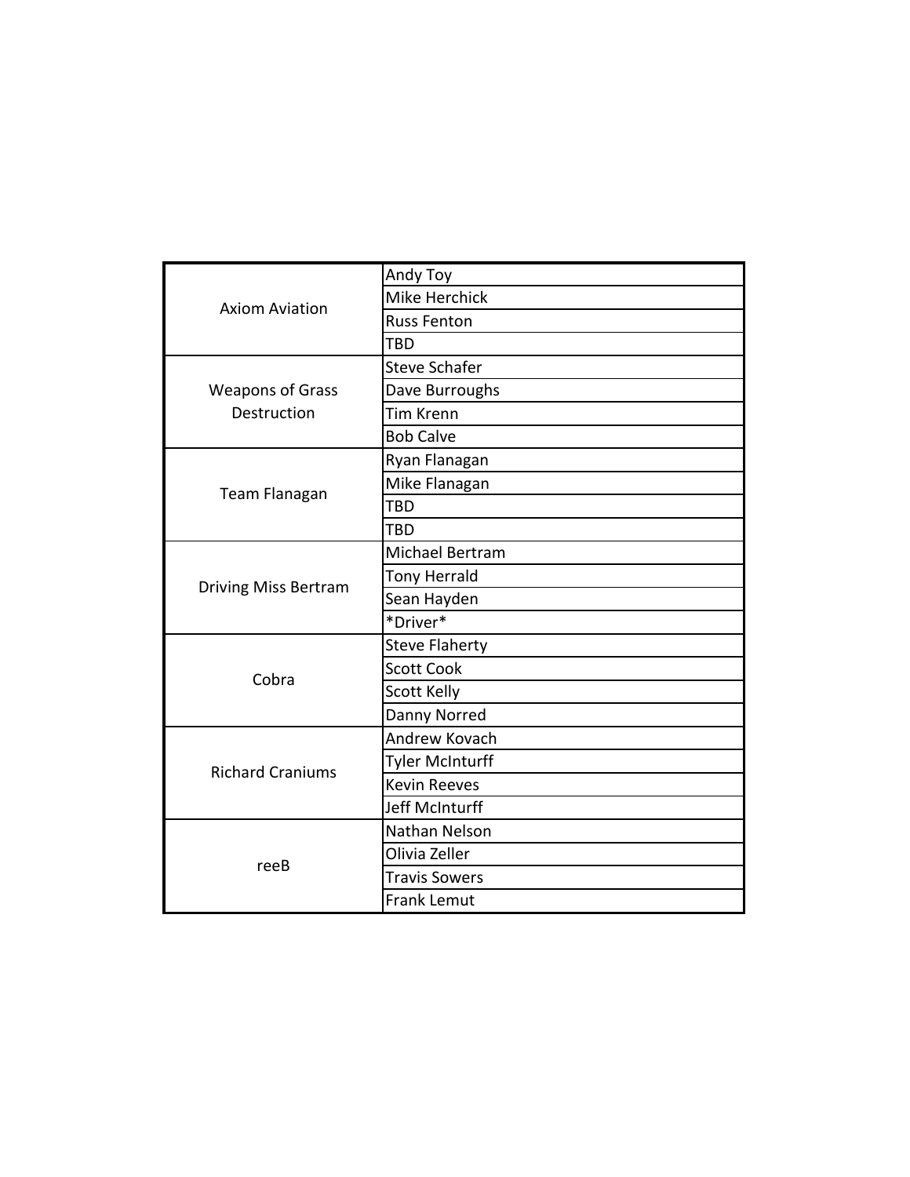| | |
|---|---|
| Axiom Aviation | Andy Toy |
| | Mike Herchick |
| | Russ Fenton |
| | TBD |
| Weapons of Grass Destruction | Steve Schafer |
| | Dave Burroughs |
| | Tim Krenn |
| | Bob Calve |
| Team Flanagan | Ryan Flanagan |
| | Mike Flanagan |
| | TBD |
| | TBD |
| Driving Miss Bertram | Michael Bertram |
| | Tony Herrald |
| | Sean Hayden |
| | *Driver* |
| Cobra | Steve Flaherty |
| | Scott Cook |
| | Scott Kelly |
| | Danny Norred |
| Richard Craniums | Andrew Kovach |
| | Tyler McInturff |
| | Kevin Reeves |
| | Jeff McInturff |
| reeB | Nathan Nelson |
| | Olivia Zeller |
| | Travis Sowers |
| | Frank Lemut |